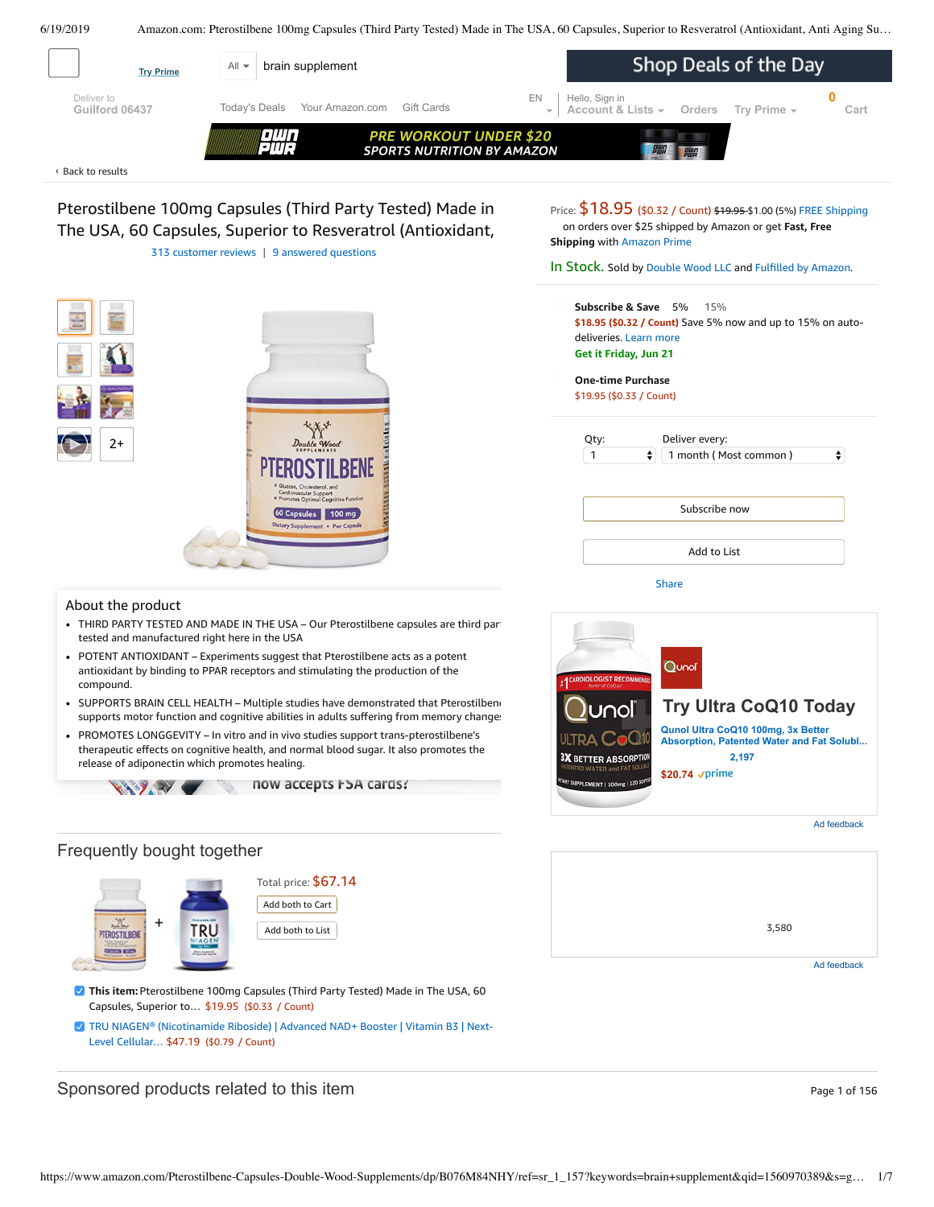Try Prime

All brain supplement

Shop Deals of the Day

Deliver to
Guilford 06437

Today's Deals Your Amazon.com Gift Cards

EN

Hello, Sign in
Account & Lists Orders Try Prime

0
Cart

PRE WORKOUT UNDER $20
SPORTS NUTRITION BY AMAZON

‹ Back to results

# Pterostilbene 100mg Capsules (Third Party Tested) Made in The USA, 60 Capsules, Superior to Resveratrol (Antioxidant,

313 customer reviews | 9 answered questions

Price: $18.95 ($0.32 / Count) ~~$19.95~~ $1.00 (5%) FREE Shipping on orders over $25 shipped by Amazon or get **Fast, Free Shipping** with Amazon Prime

In Stock. Sold by Double Wood LLC and Fulfilled by Amazon.

**Subscribe & Save** 5% 15%
$18.95 ($0.32 / Count) Save 5% now and up to 15% on auto-deliveries. Learn more
Get it Friday, Jun 21

**One-time Purchase**
$19.95 ($0.33 / Count)

Qty: 1
Deliver every: 1 month ( Most common )

Subscribe now

Add to List

Share

2+

## About the product

- THIRD PARTY TESTED AND MADE IN THE USA – Our Pterostilbene capsules are third par tested and manufactured right here in the USA
- POTENT ANTIOXIDANT – Experiments suggest that Pterostilbene acts as a potent antioxidant by binding to PPAR receptors and stimulating the production of the compound.
- SUPPORTS BRAIN CELL HEALTH – Multiple studies have demonstrated that Pterostilben supports motor function and cognitive abilities in adults suffering from memory change
- PROMOTES LONGGEVITY – In vitro and in vivo studies support trans-pterostilbene's therapeutic effects on cognitive health, and normal blood sugar. It also promotes the release of adiponectin which promotes healing.

now accepts FSA cards?

**Try Ultra CoQ10 Today**
Qunol Ultra CoQ10 100mg, 3x Better Absorption, Patented Water and Fat Solubl...
2,197
$20.74 prime

Ad feedback

3,580

Ad feedback

## Frequently bought together

Total price: $67.14

Add both to Cart

Add both to List

- **This item:** Pterostilbene 100mg Capsules (Third Party Tested) Made in The USA, 60 Capsules, Superior to… $19.95 ($0.33 / Count)
- TRU NIAGEN® (Nicotinamide Riboside) | Advanced NAD+ Booster | Vitamin B3 | Next-Level Cellular… $47.19 ($0.79 / Count)

## Sponsored products related to this item

Page 1 of 156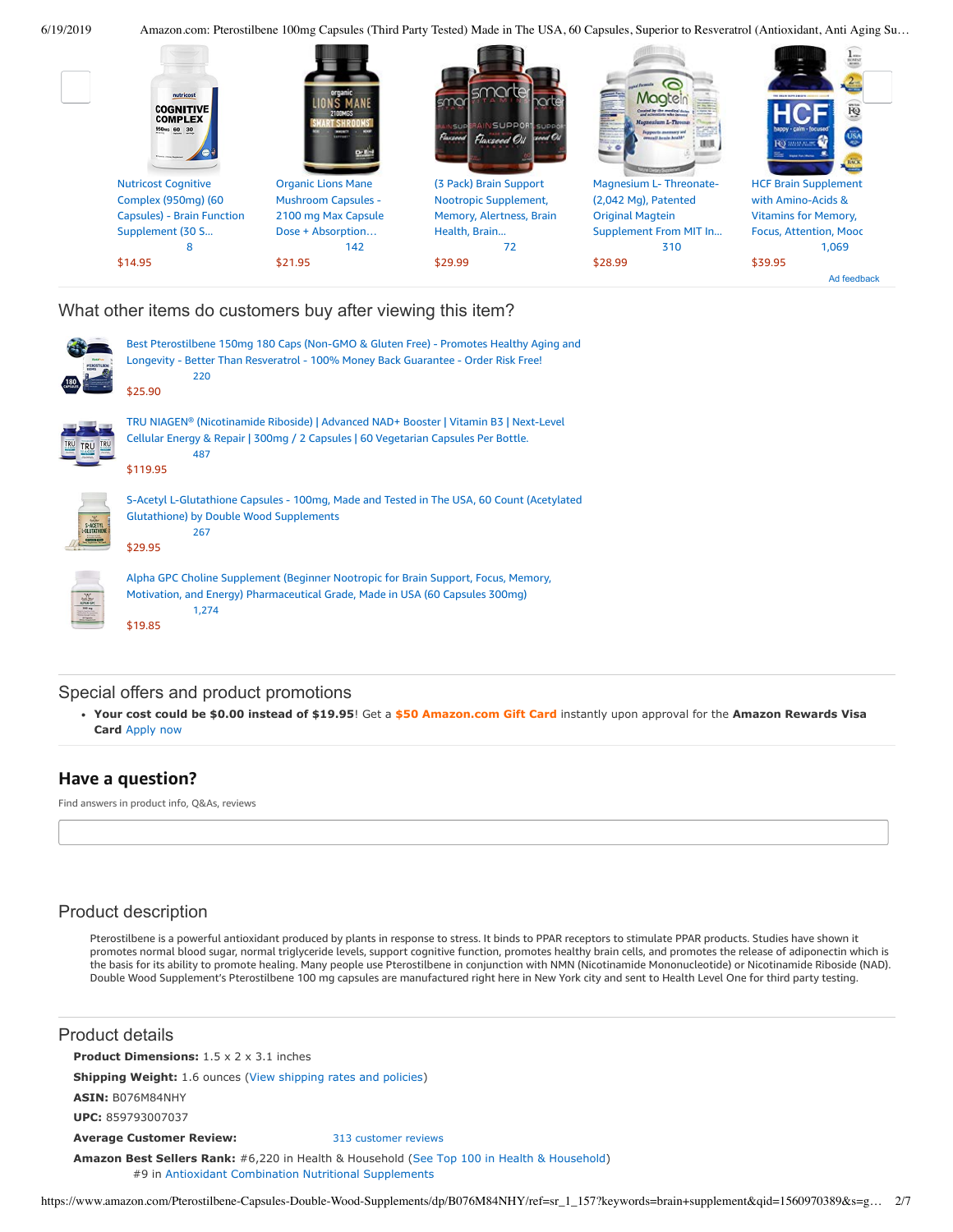Nutricost Cognitive Complex (950mg) (60 Capsules) - Brain Function Supplement (30 S...
8
$14.95

Organic Lions Mane Mushroom Capsules - 2100 mg Max Capsule Dose + Absorption...
142
$21.95

(3 Pack) Brain Support Nootropic Supplement, Memory, Alertness, Brain Health, Brain...
72
$29.99

Magnesium L- Threonate- (2,042 Mg), Patented Original Magtein Supplement From MIT In...
310
$28.99

HCF Brain Supplement with Amino-Acids & Vitamins for Memory, Focus, Attention, Mooc
1,069
$39.95

Ad feedback

## What other items do customers buy after viewing this item?

Best Pterostilbene 150mg 180 Caps (Non-GMO & Gluten Free) - Promotes Healthy Aging and Longevity - Better Than Resveratrol - 100% Money Back Guarantee - Order Risk Free!
220
$25.90

TRU NIAGEN® (Nicotinamide Riboside) | Advanced NAD+ Booster | Vitamin B3 | Next-Level Cellular Energy & Repair | 300mg / 2 Capsules | 60 Vegetarian Capsules Per Bottle.
487
$119.95

S-Acetyl L-Glutathione Capsules - 100mg, Made and Tested in The USA, 60 Count (Acetylated Glutathione) by Double Wood Supplements
267
$29.95

Alpha GPC Choline Supplement (Beginner Nootropic for Brain Support, Focus, Memory, Motivation, and Energy) Pharmaceutical Grade, Made in USA (60 Capsules 300mg)
1,274
$19.85

## Special offers and product promotions

- **Your cost could be $0.00 instead of $19.95**! Get a **$50 Amazon.com Gift Card** instantly upon approval for the **Amazon Rewards Visa Card** Apply now

## Have a question?

Find answers in product info, Q&As, reviews

## Product description

Pterostilbene is a powerful antioxidant produced by plants in response to stress. It binds to PPAR receptors to stimulate PPAR products. Studies have shown it promotes normal blood sugar, normal triglyceride levels, support cognitive function, promotes healthy brain cells, and promotes the release of adiponectin which is the basis for its ability to promote healing. Many people use Pterostilbene in conjunction with NMN (Nicotinamide Mononucleotide) or Nicotinamide Riboside (NAD). Double Wood Supplement's Pterostilbene 100 mg capsules are manufactured right here in New York city and sent to Health Level One for third party testing.

## Product details

**Product Dimensions:** 1.5 x 2 x 3.1 inches

**Shipping Weight:** 1.6 ounces (View shipping rates and policies)

**ASIN:** B076M84NHY

**UPC:** 859793007037

**Average Customer Review:** 313 customer reviews

**Amazon Best Sellers Rank:** #6,220 in Health & Household (See Top 100 in Health & Household)
#9 in Antioxidant Combination Nutritional Supplements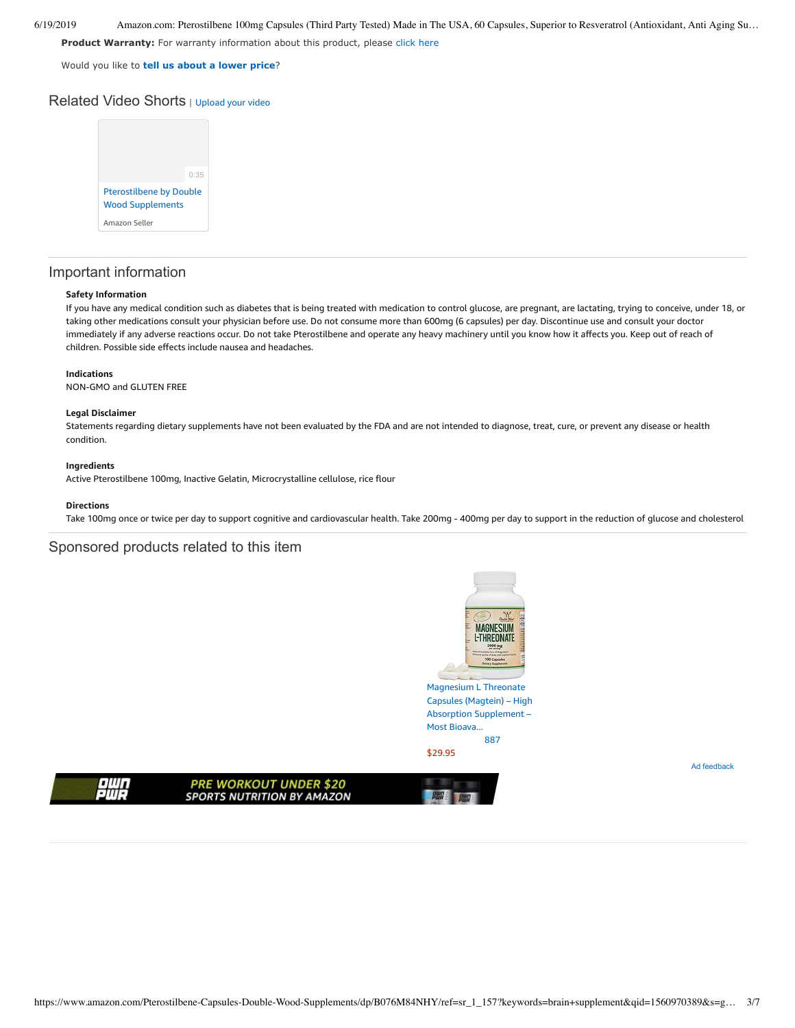**Product Warranty:** For warranty information about this product, please click here

Would you like to **tell us about a lower price**?

## Related Video Shorts | Upload your video

0:35

Pterostilbene by Double Wood Supplements

Amazon Seller

## Important information

### Safety Information

If you have any medical condition such as diabetes that is being treated with medication to control glucose, are pregnant, are lactating, trying to conceive, under 18, or taking other medications consult your physician before use. Do not consume more than 600mg (6 capsules) per day. Discontinue use and consult your doctor immediately if any adverse reactions occur. Do not take Pterostilbene and operate any heavy machinery until you know how it affects you. Keep out of reach of children. Possible side effects include nausea and headaches.

### Indications

NON-GMO and GLUTEN FREE

### Legal Disclaimer

Statements regarding dietary supplements have not been evaluated by the FDA and are not intended to diagnose, treat, cure, or prevent any disease or health condition.

### Ingredients

Active Pterostilbene 100mg, Inactive Gelatin, Microcrystalline cellulose, rice flour

### Directions

Take 100mg once or twice per day to support cognitive and cardiovascular health. Take 200mg - 400mg per day to support in the reduction of glucose and cholesterol

## Sponsored products related to this item

Magnesium L Threonate Capsules (Magtein) – High Absorption Supplement – Most Bioava...

887

$29.95

Ad feedback

OWN PWR — PRE WORKOUT UNDER $20 — SPORTS NUTRITION BY AMAZON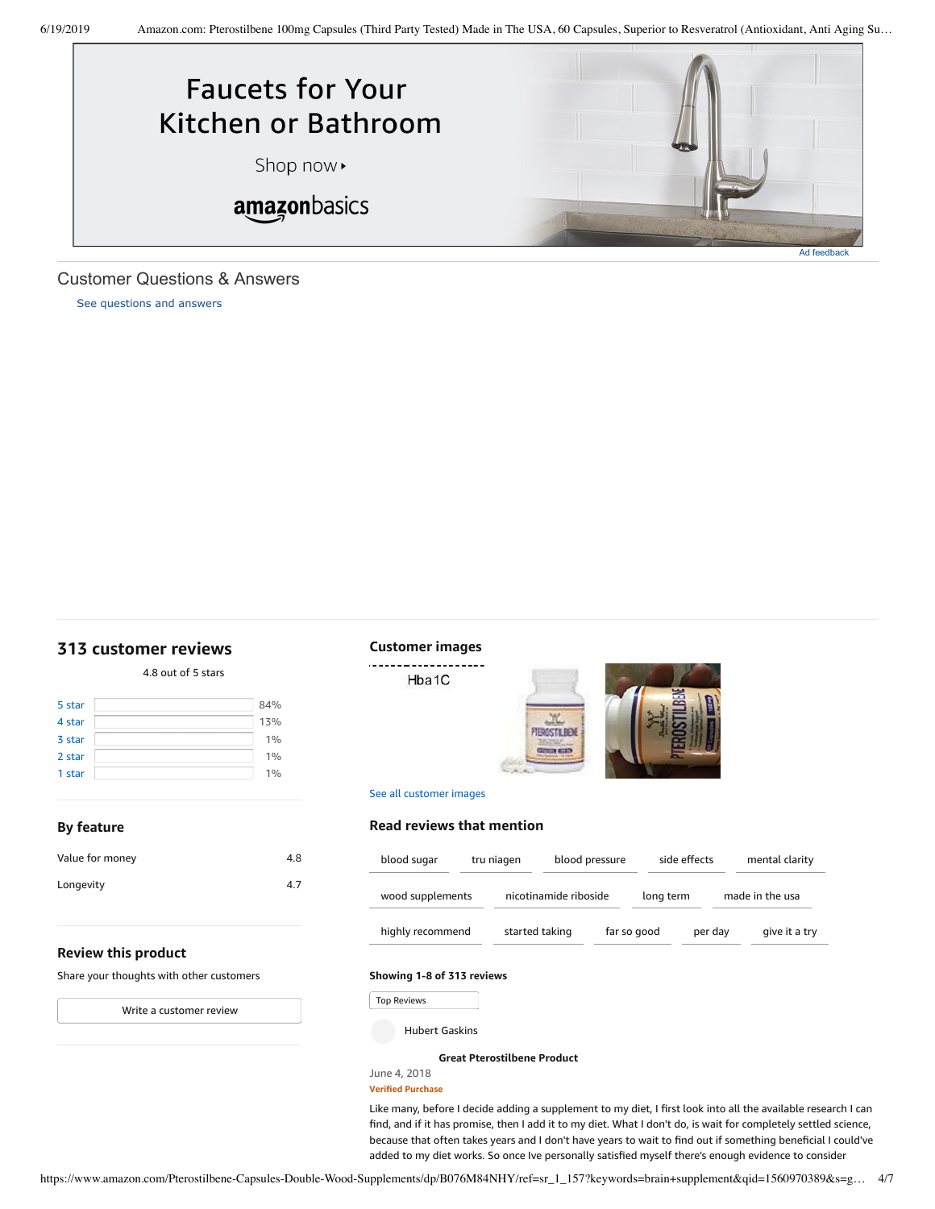Faucets for Your Kitchen or Bathroom

Shop now ▸

amazonbasics

Ad feedback

## Customer Questions & Answers

See questions and answers

## 313 customer reviews

4.8 out of 5 stars

| Rating | Percentage |
|---|---|
| 5 star | 84% |
| 4 star | 13% |
| 3 star | 1% |
| 2 star | 1% |
| 1 star | 1% |

### By feature

| Feature | Rating |
|---|---|
| Value for money | 4.8 |
| Longevity | 4.7 |

### Review this product

Share your thoughts with other customers

Write a customer review

### Customer images

Hba1C

See all customer images

### Read reviews that mention

blood sugar · tru niagen · blood pressure · side effects · mental clarity · wood supplements · nicotinamide riboside · long term · made in the usa · highly recommend · started taking · far so good · per day · give it a try

**Showing 1-8 of 313 reviews**

Top Reviews

Hubert Gaskins

**Great Pterostilbene Product**

June 4, 2018

**Verified Purchase**

Like many, before I decide adding a supplement to my diet, I first look into all the available research I can find, and if it has promise, then I add it to my diet. What I don't do, is wait for completely settled science, because that often takes years and I don't have years to wait to find out if something beneficial I could've added to my diet works. So once Ive personally satisfied myself there's enough evidence to consider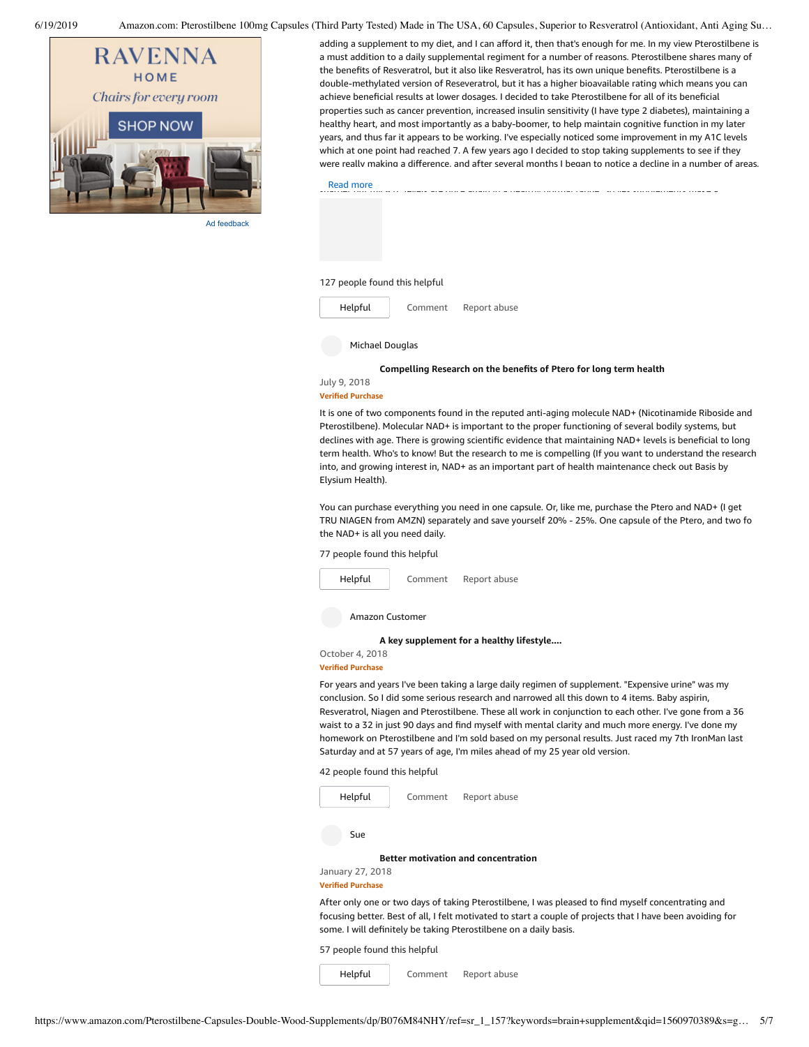adding a supplement to my diet, and I can afford it, then that's enough for me. In my view Pterostilbene is a must addition to a daily supplemental regiment for a number of reasons. Pterostilbene shares many of the benefits of Resveratrol, but it also like Resveratrol, has its own unique benefits. Pterostilbene is a double-methylated version of Reseveratrol, but it has a higher bioavailable rating which means you can achieve beneficial results at lower dosages. I decided to take Pterostilbene for all of its beneficial properties such as cancer prevention, increased insulin sensitivity (I have type 2 diabetes), maintaining a healthy heart, and most importantly as a baby-boomer, to help maintain cognitive function in my later years, and thus far it appears to be working. I've especially noticed some improvement in my A1C levels which at one point had reached 7. A few years ago I decided to stop taking supplements to see if they were really making a difference, and after several months I began to notice a decline in a number of areas.

Read more

127 people found this helpful

Helpful Comment Report abuse

Michael Douglas

**Compelling Research on the benefits of Ptero for long term health**

July 9, 2018

Verified Purchase

It is one of two components found in the reputed anti-aging molecule NAD+ (Nicotinamide Riboside and Pterostilbene). Molecular NAD+ is important to the proper functioning of several bodily systems, but declines with age. There is growing scientific evidence that maintaining NAD+ levels is beneficial to long term health. Who's to know! But the research to me is compelling (If you want to understand the research into, and growing interest in, NAD+ as an important part of health maintenance check out Basis by Elysium Health).

You can purchase everything you need in one capsule. Or, like me, purchase the Ptero and NAD+ (I get TRU NIAGEN from AMZN) separately and save yourself 20% - 25%. One capsule of the Ptero, and two fo the NAD+ is all you need daily.

77 people found this helpful

Helpful Comment Report abuse

Amazon Customer

**A key supplement for a healthy lifestyle....**

October 4, 2018

Verified Purchase

For years and years I've been taking a large daily regimen of supplement. "Expensive urine" was my conclusion. So I did some serious research and narrowed all this down to 4 items. Baby aspirin, Resveratrol, Niagen and Pterostilbene. These all work in conjunction to each other. I've gone from a 36 waist to a 32 in just 90 days and find myself with mental clarity and much more energy. I've done my homework on Pterostilbene and I'm sold based on my personal results. Just raced my 7th IronMan last Saturday and at 57 years of age, I'm miles ahead of my 25 year old version.

42 people found this helpful

Helpful Comment Report abuse

Sue

**Better motivation and concentration**

January 27, 2018

Verified Purchase

After only one or two days of taking Pterostilbene, I was pleased to find myself concentrating and focusing better. Best of all, I felt motivated to start a couple of projects that I have been avoiding for some. I will definitely be taking Pterostilbene on a daily basis.

57 people found this helpful

Helpful Comment Report abuse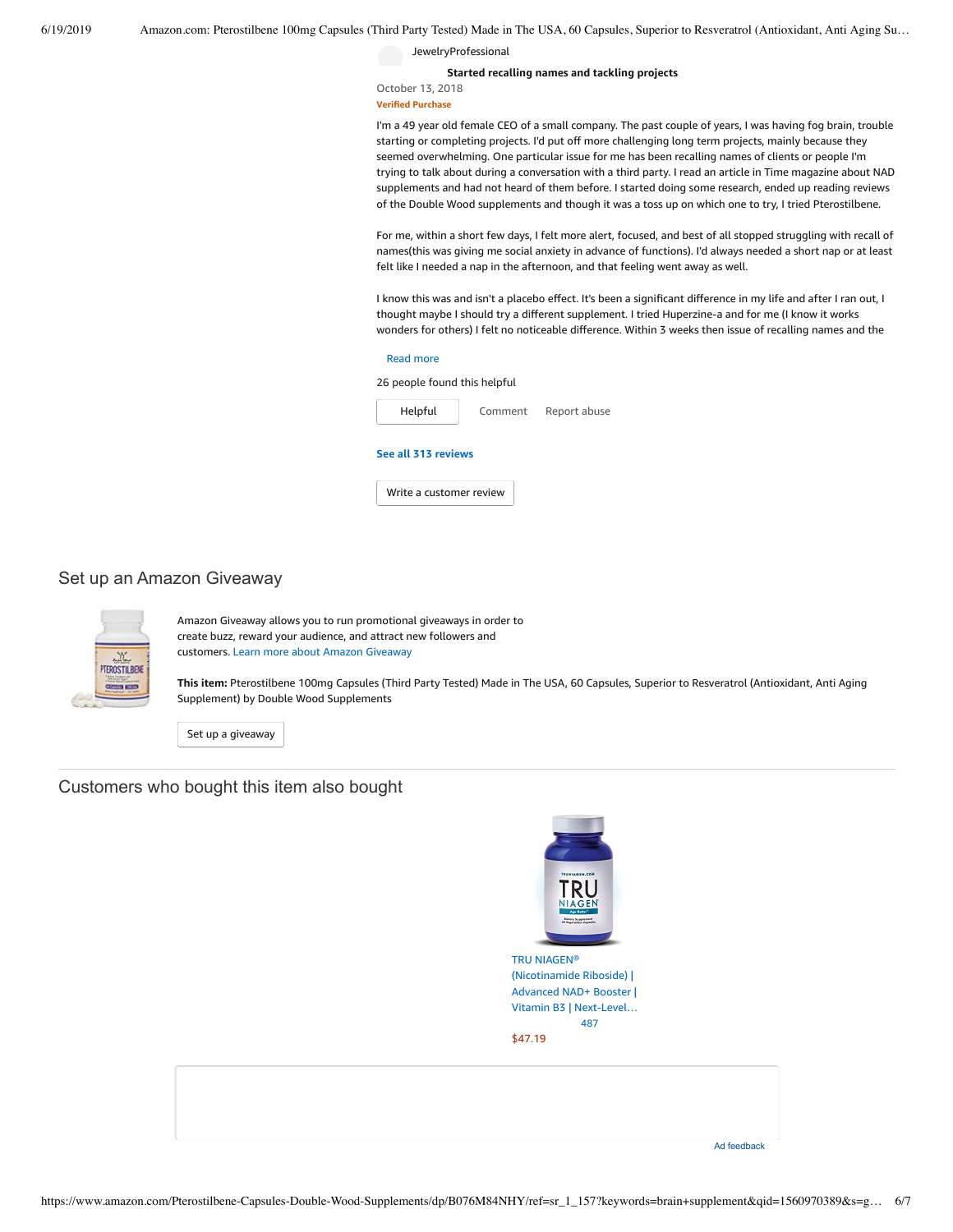JewelryProfessional

**Started recalling names and tackling projects**

October 13, 2018

**Verified Purchase**

I'm a 49 year old female CEO of a small company. The past couple of years, I was having fog brain, trouble starting or completing projects. I'd put off more challenging long term projects, mainly because they seemed overwhelming. One particular issue for me has been recalling names of clients or people I'm trying to talk about during a conversation with a third party. I read an article in Time magazine about NAD supplements and had not heard of them before. I started doing some research, ended up reading reviews of the Double Wood supplements and though it was a toss up on which one to try, I tried Pterostilbene.

For me, within a short few days, I felt more alert, focused, and best of all stopped struggling with recall of names(this was giving me social anxiety in advance of functions). I'd always needed a short nap or at least felt like I needed a nap in the afternoon, and that feeling went away as well.

I know this was and isn't a placebo effect. It's been a significant difference in my life and after I ran out, I thought maybe I should try a different supplement. I tried Huperzine-a and for me (I know it works wonders for others) I felt no noticeable difference. Within 3 weeks then issue of recalling names and the

Read more

26 people found this helpful

Helpful | Comment | Report abuse

**See all 313 reviews**

Write a customer review

## Set up an Amazon Giveaway

Amazon Giveaway allows you to run promotional giveaways in order to create buzz, reward your audience, and attract new followers and customers. Learn more about Amazon Giveaway

**This item:** Pterostilbene 100mg Capsules (Third Party Tested) Made in The USA, 60 Capsules, Superior to Resveratrol (Antioxidant, Anti Aging Supplement) by Double Wood Supplements

Set up a giveaway

## Customers who bought this item also bought

TRU NIAGEN® (Nicotinamide Riboside) | Advanced NAD+ Booster | Vitamin B3 | Next-Level…

487

$47.19

Ad feedback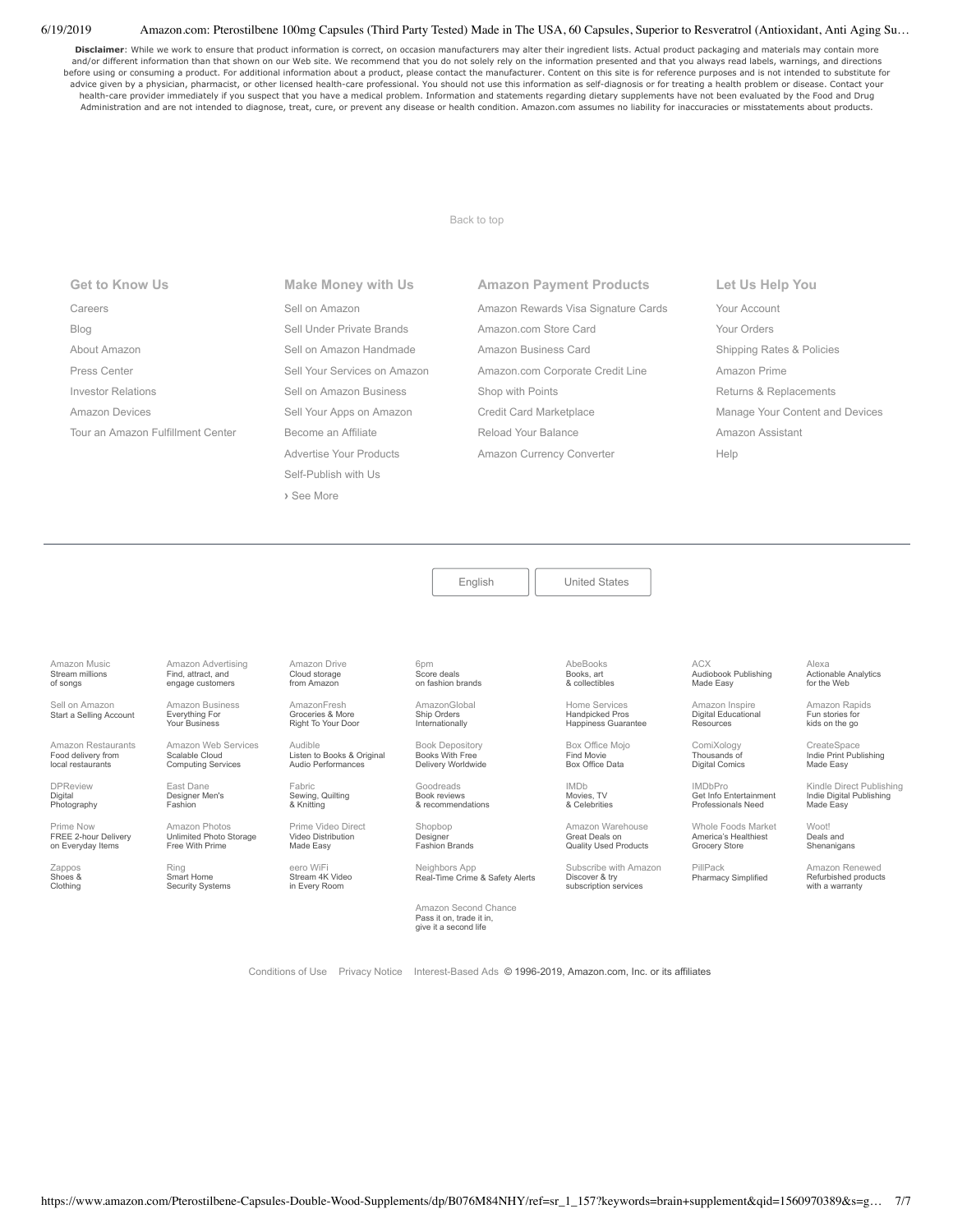**Disclaimer**: While we work to ensure that product information is correct, on occasion manufacturers may alter their ingredient lists. Actual product packaging and materials may contain more and/or different information than that shown on our Web site. We recommend that you do not solely rely on the information presented and that you always read labels, warnings, and directions before using or consuming a product. For additional information about a product, please contact the manufacturer. Content on this site is for reference purposes and is not intended to substitute for advice given by a physician, pharmacist, or other licensed health-care professional. You should not use this information as self-diagnosis or for treating a health problem or disease. Contact your health-care provider immediately if you suspect that you have a medical problem. Information and statements regarding dietary supplements have not been evaluated by the Food and Drug Administration and are not intended to diagnose, treat, cure, or prevent any disease or health condition. Amazon.com assumes no liability for inaccuracies or misstatements about products.

Back to top

### Get to Know Us

- Careers
- Blog
- About Amazon
- Press Center
- Investor Relations
- Amazon Devices
- Tour an Amazon Fulfillment Center

### Make Money with Us

- Sell on Amazon
- Sell Under Private Brands
- Sell on Amazon Handmade
- Sell Your Services on Amazon
- Sell on Amazon Business
- Sell Your Apps on Amazon
- Become an Affiliate
- Advertise Your Products
- Self-Publish with Us
- › See More

### Amazon Payment Products

- Amazon Rewards Visa Signature Cards
- Amazon.com Store Card
- Amazon Business Card
- Amazon.com Corporate Credit Line
- Shop with Points
- Credit Card Marketplace
- Reload Your Balance
- Amazon Currency Converter

### Let Us Help You

- Your Account
- Your Orders
- Shipping Rates & Policies
- Amazon Prime
- Returns & Replacements
- Manage Your Content and Devices
- Amazon Assistant
- Help

English | United States

| | | | | | | |
|---|---|---|---|---|---|---|
| Amazon Music Stream millions of songs | Amazon Advertising Find, attract, and engage customers | Amazon Drive Cloud storage from Amazon | 6pm Score deals on fashion brands | AbeBooks Books, art & collectibles | ACX Audiobook Publishing Made Easy | Alexa Actionable Analytics for the Web |
| Sell on Amazon Start a Selling Account | Amazon Business Everything For Your Business | AmazonFresh Groceries & More Right To Your Door | AmazonGlobal Ship Orders Internationally | Home Services Handpicked Pros Happiness Guarantee | Amazon Inspire Digital Educational Resources | Amazon Rapids Fun stories for kids on the go |
| Amazon Restaurants Food delivery from local restaurants | Amazon Web Services Scalable Cloud Computing Services | Audible Listen to Books & Original Audio Performances | Book Depository Books With Free Delivery Worldwide | Box Office Mojo Find Movie Box Office Data | ComiXology Thousands of Digital Comics | CreateSpace Indie Print Publishing Made Easy |
| DPReview Digital Photography | East Dane Designer Men's Fashion | Fabric Sewing, Quilting & Knitting | Goodreads Book reviews & recommendations | IMDb Movies, TV & Celebrities | IMDbPro Get Info Entertainment Professionals Need | Kindle Direct Publishing Indie Digital Publishing Made Easy |
| Prime Now FREE 2-hour Delivery on Everyday Items | Amazon Photos Unlimited Photo Storage Free With Prime | Prime Video Direct Video Distribution Made Easy | Shopbop Designer Fashion Brands | Amazon Warehouse Great Deals on Quality Used Products | Whole Foods Market America's Healthiest Grocery Store | Woot! Deals and Shenanigans |
| Zappos Shoes & Clothing | Ring Smart Home Security Systems | eero WiFi Stream 4K Video in Every Room | Neighbors App Real-Time Crime & Safety Alerts | Subscribe with Amazon Discover & try subscription services | PillPack Pharmacy Simplified | Amazon Renewed Refurbished products with a warranty |
| | | | Amazon Second Chance Pass it on, trade it in, give it a second life | | | |

Conditions of Use Privacy Notice Interest-Based Ads © 1996-2019, Amazon.com, Inc. or its affiliates